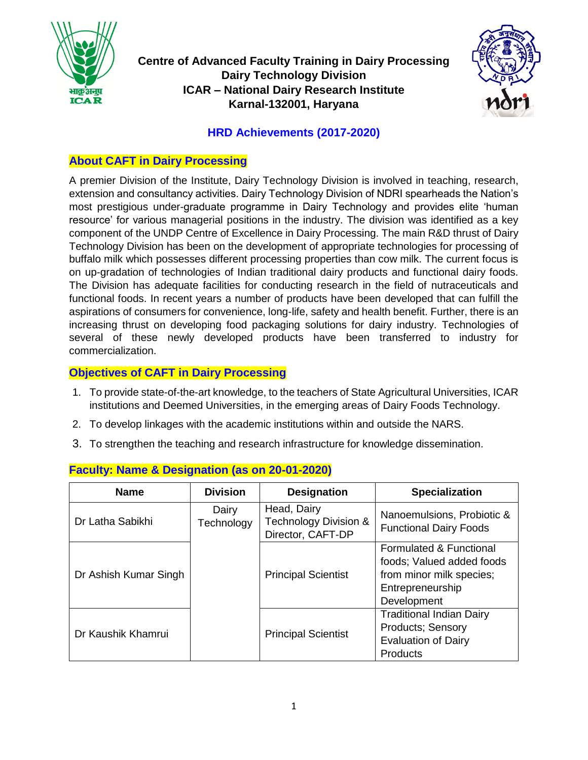**Centre of Advanced Faculty Training in Dairy Processing**
**Dairy Technology Division**
**ICAR – National Dairy Research Institute**
**Karnal-132001, Haryana**

## HRD Achievements (2017-2020)

### About CAFT in Dairy Processing

A premier Division of the Institute, Dairy Technology Division is involved in teaching, research, extension and consultancy activities. Dairy Technology Division of NDRI spearheads the Nation's most prestigious under-graduate programme in Dairy Technology and provides elite 'human resource' for various managerial positions in the industry. The division was identified as a key component of the UNDP Centre of Excellence in Dairy Processing. The main R&D thrust of Dairy Technology Division has been on the development of appropriate technologies for processing of buffalo milk which possesses different processing properties than cow milk. The current focus is on up-gradation of technologies of Indian traditional dairy products and functional dairy foods. The Division has adequate facilities for conducting research in the field of nutraceuticals and functional foods. In recent years a number of products have been developed that can fulfill the aspirations of consumers for convenience, long-life, safety and health benefit. Further, there is an increasing thrust on developing food packaging solutions for dairy industry. Technologies of several of these newly developed products have been transferred to industry for commercialization.

### Objectives of CAFT in Dairy Processing

1. To provide state-of-the-art knowledge, to the teachers of State Agricultural Universities, ICAR institutions and Deemed Universities, in the emerging areas of Dairy Foods Technology.
2. To develop linkages with the academic institutions within and outside the NARS.
3. To strengthen the teaching and research infrastructure for knowledge dissemination.

### Faculty: Name & Designation (as on 20-01-2020)

| Name | Division | Designation | Specialization |
|---|---|---|---|
| Dr Latha Sabikhi | Dairy Technology | Head, Dairy Technology Division & Director, CAFT-DP | Nanoemulsions, Probiotic & Functional Dairy Foods |
| Dr Ashish Kumar Singh | | Principal Scientist | Formulated & Functional foods; Valued added foods from minor milk species; Entrepreneurship Development |
| Dr Kaushik Khamrui | | Principal Scientist | Traditional Indian Dairy Products; Sensory Evaluation of Dairy Products |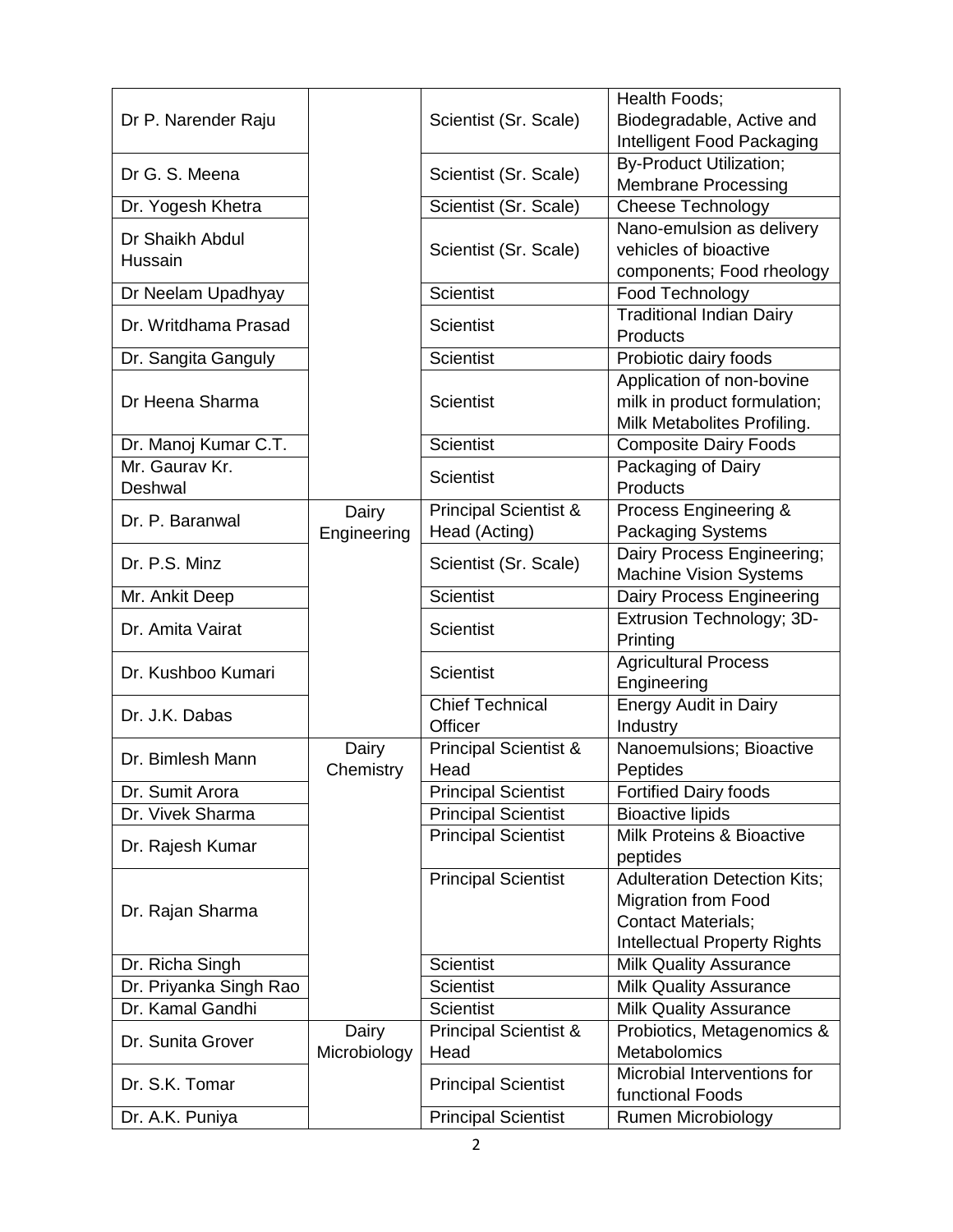| | | | |
|---|---|---|---|
| Dr P. Narender Raju | | Scientist (Sr. Scale) | Health Foods; Biodegradable, Active and Intelligent Food Packaging |
| Dr G. S. Meena | | Scientist (Sr. Scale) | By-Product Utilization; Membrane Processing |
| Dr. Yogesh Khetra | | Scientist (Sr. Scale) | Cheese Technology |
| Dr Shaikh Abdul Hussain | | Scientist (Sr. Scale) | Nano-emulsion as delivery vehicles of bioactive components; Food rheology |
| Dr Neelam Upadhyay | | Scientist | Food Technology |
| Dr. Writdhama Prasad | | Scientist | Traditional Indian Dairy Products |
| Dr. Sangita Ganguly | | Scientist | Probiotic dairy foods |
| Dr Heena Sharma | | Scientist | Application of non-bovine milk in product formulation; Milk Metabolites Profiling. |
| Dr. Manoj Kumar C.T. | | Scientist | Composite Dairy Foods |
| Mr. Gaurav Kr. Deshwal | | Scientist | Packaging of Dairy Products |
| Dr. P. Baranwal | Dairy Engineering | Principal Scientist & Head (Acting) | Process Engineering & Packaging Systems |
| Dr. P.S. Minz | | Scientist (Sr. Scale) | Dairy Process Engineering; Machine Vision Systems |
| Mr. Ankit Deep | | Scientist | Dairy Process Engineering |
| Dr. Amita Vairat | | Scientist | Extrusion Technology; 3D-Printing |
| Dr. Kushboo Kumari | | Scientist | Agricultural Process Engineering |
| Dr. J.K. Dabas | | Chief Technical Officer | Energy Audit in Dairy Industry |
| Dr. Bimlesh Mann | Dairy Chemistry | Principal Scientist & Head | Nanoemulsions; Bioactive Peptides |
| Dr. Sumit Arora | | Principal Scientist | Fortified Dairy foods |
| Dr. Vivek Sharma | | Principal Scientist | Bioactive lipids |
| Dr. Rajesh Kumar | | Principal Scientist | Milk Proteins & Bioactive peptides |
| Dr. Rajan Sharma | | Principal Scientist | Adulteration Detection Kits; Migration from Food Contact Materials; Intellectual Property Rights |
| Dr. Richa Singh | | Scientist | Milk Quality Assurance |
| Dr. Priyanka Singh Rao | | Scientist | Milk Quality Assurance |
| Dr. Kamal Gandhi | | Scientist | Milk Quality Assurance |
| Dr. Sunita Grover | Dairy Microbiology | Principal Scientist & Head | Probiotics, Metagenomics & Metabolomics |
| Dr. S.K. Tomar | | Principal Scientist | Microbial Interventions for functional Foods |
| Dr. A.K. Puniya | | Principal Scientist | Rumen Microbiology |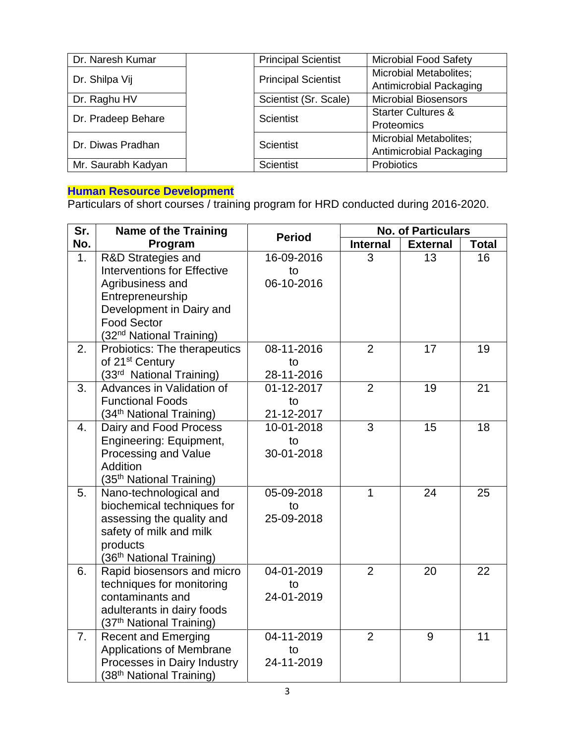| Dr. Naresh Kumar | | Principal Scientist | Microbial Food Safety |
|---|---|---|---|
| Dr. Shilpa Vij | | Principal Scientist | Microbial Metabolites; Antimicrobial Packaging |
| Dr. Raghu HV | | Scientist (Sr. Scale) | Microbial Biosensors |
| Dr. Pradeep Behare | | Scientist | Starter Cultures & Proteomics |
| Dr. Diwas Pradhan | | Scientist | Microbial Metabolites; Antimicrobial Packaging |
| Mr. Saurabh Kadyan | | Scientist | Probiotics |

## Human Resource Development

Particulars of short courses / training program for HRD conducted during 2016-2020.

| Sr. No. | Name of the Training Program | Period | No. of Particulars | | |
|---|---|---|---|---|---|
| | | | Internal | External | Total |
| 1. | R&D Strategies and Interventions for Effective Agribusiness and Entrepreneurship Development in Dairy and Food Sector (32nd National Training) | 16-09-2016 to 06-10-2016 | 3 | 13 | 16 |
| 2. | Probiotics: The therapeutics of 21st Century (33rd National Training) | 08-11-2016 to 28-11-2016 | 2 | 17 | 19 |
| 3. | Advances in Validation of Functional Foods (34th National Training) | 01-12-2017 to 21-12-2017 | 2 | 19 | 21 |
| 4. | Dairy and Food Process Engineering: Equipment, Processing and Value Addition (35th National Training) | 10-01-2018 to 30-01-2018 | 3 | 15 | 18 |
| 5. | Nano-technological and biochemical techniques for assessing the quality and safety of milk and milk products (36th National Training) | 05-09-2018 to 25-09-2018 | 1 | 24 | 25 |
| 6. | Rapid biosensors and micro techniques for monitoring contaminants and adulterants in dairy foods (37th National Training) | 04-01-2019 to 24-01-2019 | 2 | 20 | 22 |
| 7. | Recent and Emerging Applications of Membrane Processes in Dairy Industry (38th National Training) | 04-11-2019 to 24-11-2019 | 2 | 9 | 11 |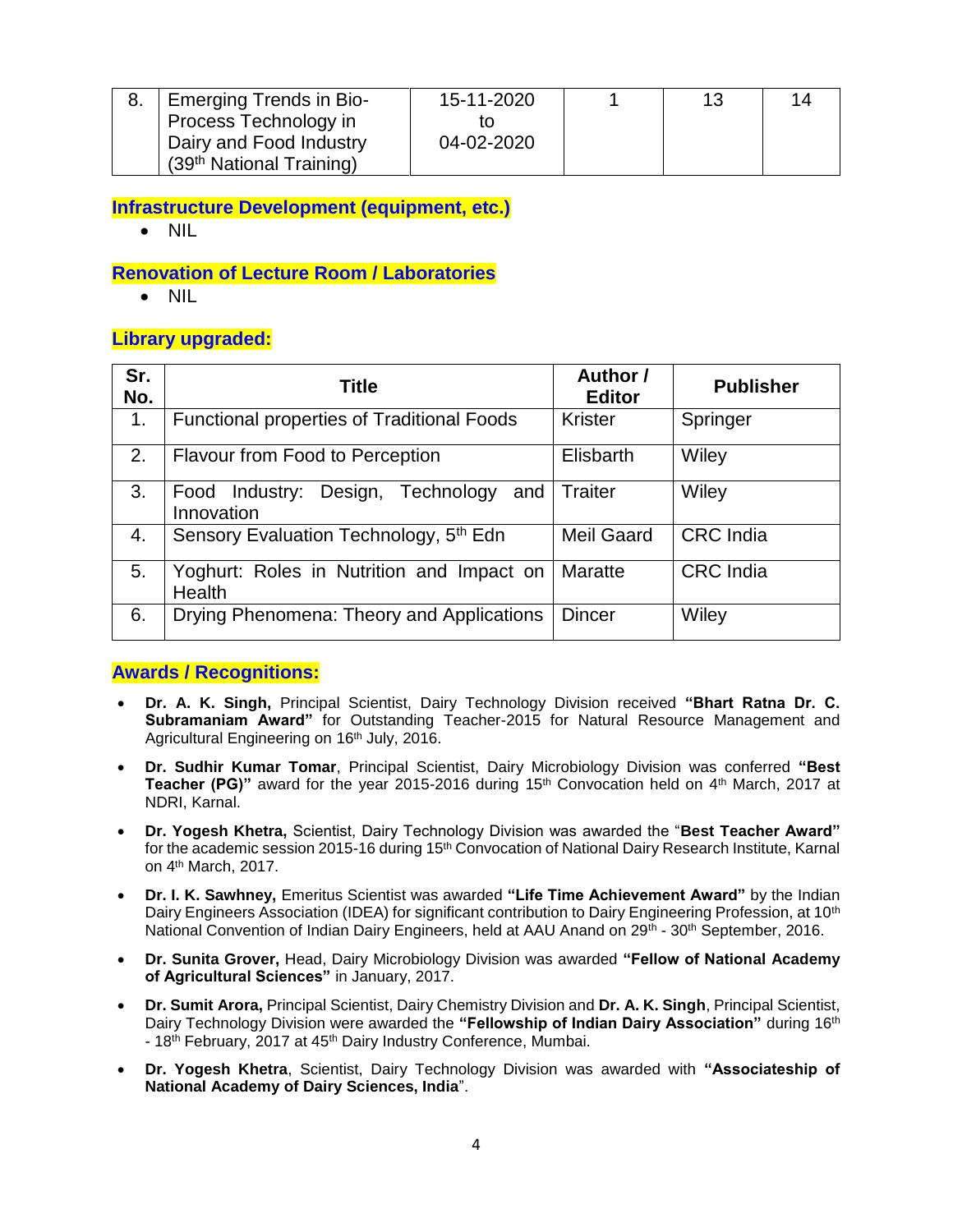| 8. | Emerging Trends in Bio-Process Technology in Dairy and Food Industry (39th National Training) | 15-11-2020 to 04-02-2020 | 1 | 13 | 14 |
|---|---|---|---|---|---|

## Infrastructure Development (equipment, etc.)

- NIL

## Renovation of Lecture Room / Laboratories

- NIL

## Library upgraded:

| Sr. No. | Title | Author / Editor | Publisher |
|---|---|---|---|
| 1. | Functional properties of Traditional Foods | Krister | Springer |
| 2. | Flavour from Food to Perception | Elisbarth | Wiley |
| 3. | Food Industry: Design, Technology and Innovation | Traiter | Wiley |
| 4. | Sensory Evaluation Technology, 5th Edn | Meil Gaard | CRC India |
| 5. | Yoghurt: Roles in Nutrition and Impact on Health | Maratte | CRC India |
| 6. | Drying Phenomena: Theory and Applications | Dincer | Wiley |

## Awards / Recognitions:

- **Dr. A. K. Singh,** Principal Scientist, Dairy Technology Division received **"Bhart Ratna Dr. C. Subramaniam Award"** for Outstanding Teacher-2015 for Natural Resource Management and Agricultural Engineering on 16th July, 2016.

- **Dr. Sudhir Kumar Tomar**, Principal Scientist, Dairy Microbiology Division was conferred **"Best Teacher (PG)"** award for the year 2015-2016 during 15th Convocation held on 4th March, 2017 at NDRI, Karnal.

- **Dr. Yogesh Khetra,** Scientist, Dairy Technology Division was awarded the "**Best Teacher Award"** for the academic session 2015-16 during 15th Convocation of National Dairy Research Institute, Karnal on 4th March, 2017.

- **Dr. I. K. Sawhney,** Emeritus Scientist was awarded **"Life Time Achievement Award"** by the Indian Dairy Engineers Association (IDEA) for significant contribution to Dairy Engineering Profession, at 10th National Convention of Indian Dairy Engineers, held at AAU Anand on 29th - 30th September, 2016.

- **Dr. Sunita Grover,** Head, Dairy Microbiology Division was awarded **"Fellow of National Academy of Agricultural Sciences"** in January, 2017.

- **Dr. Sumit Arora,** Principal Scientist, Dairy Chemistry Division and **Dr. A. K. Singh**, Principal Scientist, Dairy Technology Division were awarded the **"Fellowship of Indian Dairy Association"** during 16th - 18th February, 2017 at 45th Dairy Industry Conference, Mumbai.

- **Dr. Yogesh Khetra**, Scientist, Dairy Technology Division was awarded with **"Associateship of National Academy of Dairy Sciences, India**".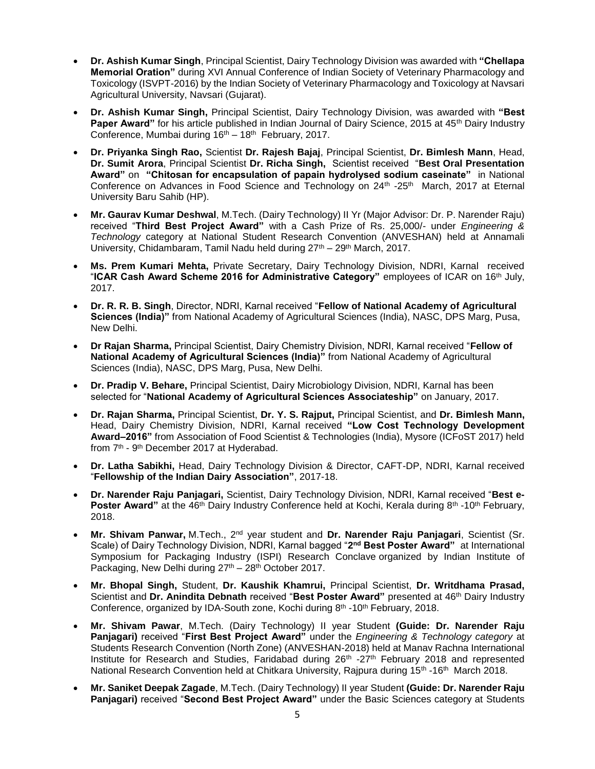- **Dr. Ashish Kumar Singh**, Principal Scientist, Dairy Technology Division was awarded with **"Chellapa Memorial Oration"** during XVI Annual Conference of Indian Society of Veterinary Pharmacology and Toxicology (ISVPT-2016) by the Indian Society of Veterinary Pharmacology and Toxicology at Navsari Agricultural University, Navsari (Gujarat).
- **Dr. Ashish Kumar Singh,** Principal Scientist, Dairy Technology Division, was awarded with **"Best Paper Award"** for his article published in Indian Journal of Dairy Science, 2015 at 45th Dairy Industry Conference, Mumbai during 16th – 18th February, 2017.
- **Dr. Priyanka Singh Rao,** Scientist **Dr. Rajesh Bajaj**, Principal Scientist, **Dr. Bimlesh Mann**, Head, **Dr. Sumit Arora**, Principal Scientist **Dr. Richa Singh,** Scientist received "**Best Oral Presentation Award"** on **"Chitosan for encapsulation of papain hydrolysed sodium caseinate"** in National Conference on Advances in Food Science and Technology on 24th -25th March, 2017 at Eternal University Baru Sahib (HP).
- **Mr. Gaurav Kumar Deshwal**, M.Tech. (Dairy Technology) II Yr (Major Advisor: Dr. P. Narender Raju) received "**Third Best Project Award"** with a Cash Prize of Rs. 25,000/- under *Engineering & Technology* category at National Student Research Convention (ANVESHAN) held at Annamali University, Chidambaram, Tamil Nadu held during 27th – 29th March, 2017.
- **Ms. Prem Kumari Mehta,** Private Secretary, Dairy Technology Division, NDRI, Karnal received "**ICAR Cash Award Scheme 2016 for Administrative Category"** employees of ICAR on 16th July, 2017.
- **Dr. R. R. B. Singh**, Director, NDRI, Karnal received "**Fellow of National Academy of Agricultural Sciences (India)"** from National Academy of Agricultural Sciences (India), NASC, DPS Marg, Pusa, New Delhi.
- **Dr Rajan Sharma,** Principal Scientist, Dairy Chemistry Division, NDRI, Karnal received "**Fellow of National Academy of Agricultural Sciences (India)"** from National Academy of Agricultural Sciences (India), NASC, DPS Marg, Pusa, New Delhi.
- **Dr. Pradip V. Behare,** Principal Scientist, Dairy Microbiology Division, NDRI, Karnal has been selected for "**National Academy of Agricultural Sciences Associateship"** on January, 2017.
- **Dr. Rajan Sharma,** Principal Scientist, **Dr. Y. S. Rajput,** Principal Scientist, and **Dr. Bimlesh Mann,** Head, Dairy Chemistry Division, NDRI, Karnal received **"Low Cost Technology Development Award–2016"** from Association of Food Scientist & Technologies (India), Mysore (ICFoST 2017) held from 7th - 9th December 2017 at Hyderabad.
- **Dr. Latha Sabikhi,** Head, Dairy Technology Division & Director, CAFT-DP, NDRI, Karnal received "**Fellowship of the Indian Dairy Association"**, 2017-18.
- **Dr. Narender Raju Panjagari,** Scientist, Dairy Technology Division, NDRI, Karnal received "**Best e-Poster Award"** at the 46th Dairy Industry Conference held at Kochi, Kerala during 8th -10th February, 2018.
- **Mr. Shivam Panwar,** M.Tech., 2nd year student and **Dr. Narender Raju Panjagari**, Scientist (Sr. Scale) of Dairy Technology Division, NDRI, Karnal bagged "**2nd Best Poster Award"** at International Symposium for Packaging Industry (ISPI) Research Conclave organized by Indian Institute of Packaging, New Delhi during 27th – 28th October 2017.
- **Mr. Bhopal Singh,** Student, **Dr. Kaushik Khamrui,** Principal Scientist, **Dr. Writdhama Prasad,** Scientist and **Dr. Anindita Debnath** received "**Best Poster Award"** presented at 46th Dairy Industry Conference, organized by IDA-South zone, Kochi during 8th -10th February, 2018.
- **Mr. Shivam Pawar**, M.Tech. (Dairy Technology) II year Student **(Guide: Dr. Narender Raju Panjagari)** received "**First Best Project Award"** under the *Engineering & Technology category* at Students Research Convention (North Zone) (ANVESHAN-2018) held at Manav Rachna International Institute for Research and Studies, Faridabad during 26th -27th February 2018 and represented National Research Convention held at Chitkara University, Rajpura during 15th -16th March 2018.
- **Mr. Saniket Deepak Zagade**, M.Tech. (Dairy Technology) II year Student **(Guide: Dr. Narender Raju Panjagari)** received "**Second Best Project Award"** under the Basic Sciences category at Students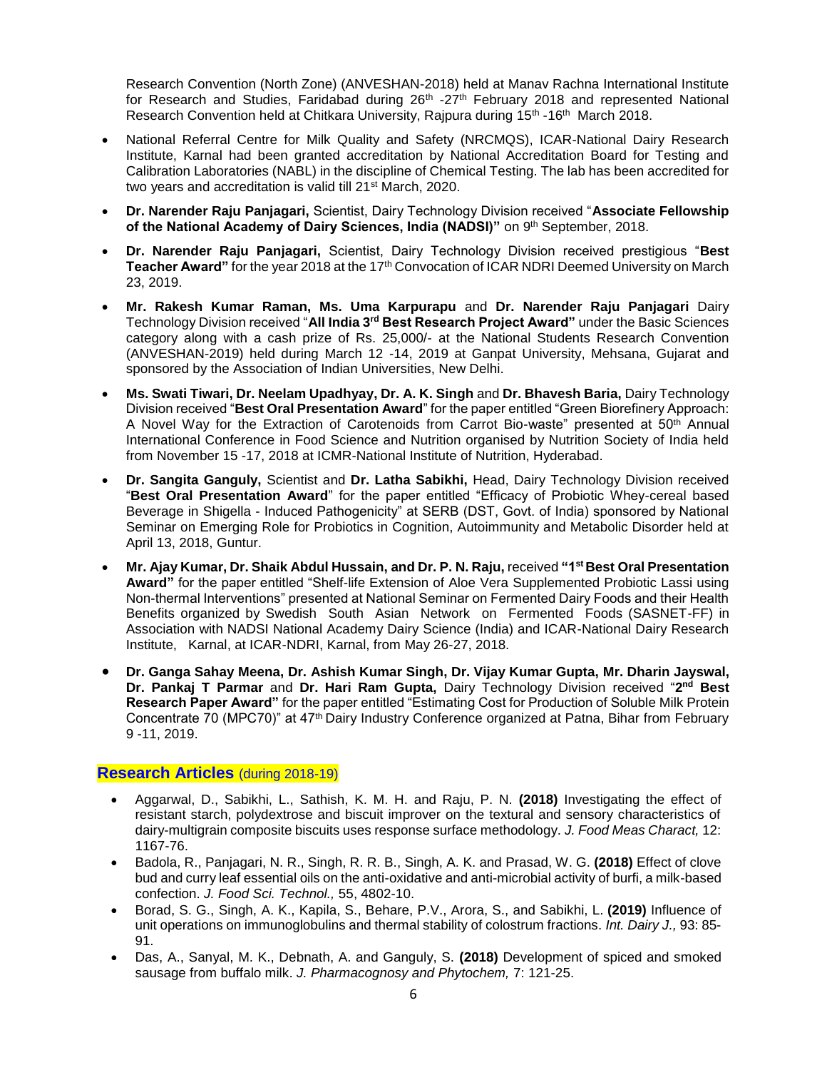Research Convention (North Zone) (ANVESHAN-2018) held at Manav Rachna International Institute for Research and Studies, Faridabad during 26th -27th February 2018 and represented National Research Convention held at Chitkara University, Rajpura during 15th -16th March 2018.

- National Referral Centre for Milk Quality and Safety (NRCMQS), ICAR-National Dairy Research Institute, Karnal had been granted accreditation by National Accreditation Board for Testing and Calibration Laboratories (NABL) in the discipline of Chemical Testing. The lab has been accredited for two years and accreditation is valid till 21st March, 2020.
- **Dr. Narender Raju Panjagari,** Scientist, Dairy Technology Division received "**Associate Fellowship of the National Academy of Dairy Sciences, India (NADSI)"** on 9th September, 2018.
- **Dr. Narender Raju Panjagari,** Scientist, Dairy Technology Division received prestigious "**Best Teacher Award"** for the year 2018 at the 17th Convocation of ICAR NDRI Deemed University on March 23, 2019.
- **Mr. Rakesh Kumar Raman, Ms. Uma Karpurapu** and **Dr. Narender Raju Panjagari** Dairy Technology Division received "**All India 3rd Best Research Project Award"** under the Basic Sciences category along with a cash prize of Rs. 25,000/- at the National Students Research Convention (ANVESHAN-2019) held during March 12 -14, 2019 at Ganpat University, Mehsana, Gujarat and sponsored by the Association of Indian Universities, New Delhi.
- **Ms. Swati Tiwari, Dr. Neelam Upadhyay, Dr. A. K. Singh** and **Dr. Bhavesh Baria,** Dairy Technology Division received "**Best Oral Presentation Award**" for the paper entitled "Green Biorefinery Approach: A Novel Way for the Extraction of Carotenoids from Carrot Bio-waste" presented at 50th Annual International Conference in Food Science and Nutrition organised by Nutrition Society of India held from November 15 -17, 2018 at ICMR-National Institute of Nutrition, Hyderabad.
- **Dr. Sangita Ganguly,** Scientist and **Dr. Latha Sabikhi,** Head, Dairy Technology Division received "**Best Oral Presentation Award**" for the paper entitled "Efficacy of Probiotic Whey-cereal based Beverage in Shigella - Induced Pathogenicity" at SERB (DST, Govt. of India) sponsored by National Seminar on Emerging Role for Probiotics in Cognition, Autoimmunity and Metabolic Disorder held at April 13, 2018, Guntur.
- **Mr. Ajay Kumar, Dr. Shaik Abdul Hussain, and Dr. P. N. Raju,** received **"1st Best Oral Presentation Award"** for the paper entitled "Shelf-life Extension of Aloe Vera Supplemented Probiotic Lassi using Non-thermal Interventions" presented at National Seminar on Fermented Dairy Foods and their Health Benefits organized by Swedish South Asian Network on Fermented Foods (SASNET-FF) in Association with NADSI National Academy Dairy Science (India) and ICAR-National Dairy Research Institute, Karnal, at ICAR-NDRI, Karnal, from May 26-27, 2018.
- **Dr. Ganga Sahay Meena, Dr. Ashish Kumar Singh, Dr. Vijay Kumar Gupta, Mr. Dharin Jayswal, Dr. Pankaj T Parmar** and **Dr. Hari Ram Gupta,** Dairy Technology Division received "**2nd Best Research Paper Award"** for the paper entitled "Estimating Cost for Production of Soluble Milk Protein Concentrate 70 (MPC70)" at 47th Dairy Industry Conference organized at Patna, Bihar from February 9 -11, 2019.

## Research Articles (during 2018-19)

- Aggarwal, D., Sabikhi, L., Sathish, K. M. H. and Raju, P. N. **(2018)** Investigating the effect of resistant starch, polydextrose and biscuit improver on the textural and sensory characteristics of dairy-multigrain composite biscuits uses response surface methodology. *J. Food Meas Charact,* 12: 1167-76.
- Badola, R., Panjagari, N. R., Singh, R. R. B., Singh, A. K. and Prasad, W. G. **(2018)** Effect of clove bud and curry leaf essential oils on the anti-oxidative and anti-microbial activity of burfi, a milk-based confection. *J. Food Sci. Technol.,* 55, 4802-10.
- Borad, S. G., Singh, A. K., Kapila, S., Behare, P.V., Arora, S., and Sabikhi, L. **(2019)** Influence of unit operations on immunoglobulins and thermal stability of colostrum fractions. *Int. Dairy J.,* 93: 85-91.
- Das, A., Sanyal, M. K., Debnath, A. and Ganguly, S. **(2018)** Development of spiced and smoked sausage from buffalo milk. *J. Pharmacognosy and Phytochem,* 7: 121-25.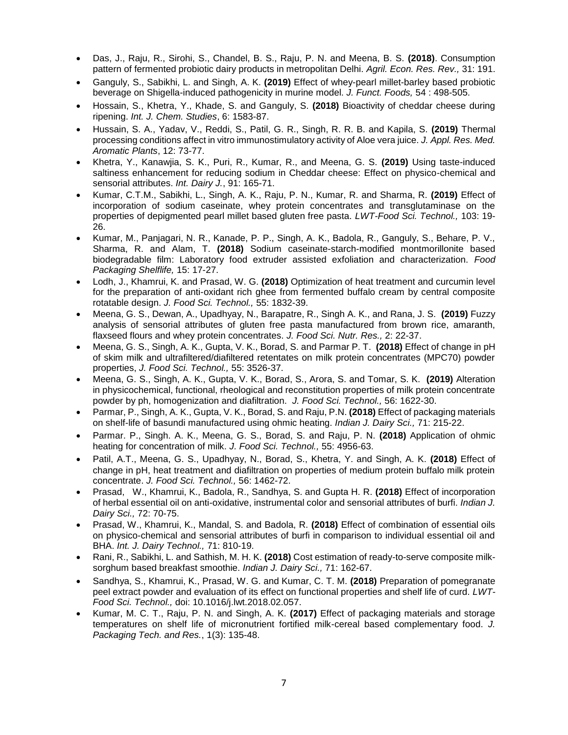- Das, J., Raju, R., Sirohi, S., Chandel, B. S., Raju, P. N. and Meena, B. S. **(2018)**. Consumption pattern of fermented probiotic dairy products in metropolitan Delhi. *Agril. Econ. Res. Rev.,* 31: 191.
- Ganguly, S., Sabikhi, L. and Singh, A. K. **(2019)** Effect of whey-pearl millet-barley based probiotic beverage on Shigella-induced pathogenicity in murine model. *J. Funct. Foods,* 54 : 498-505.
- Hossain, S., Khetra, Y., Khade, S. and Ganguly, S. **(2018)** Bioactivity of cheddar cheese during ripening. *Int. J. Chem. Studies*, 6: 1583-87.
- Hussain, S. A., Yadav, V., Reddi, S., Patil, G. R., Singh, R. R. B. and Kapila, S. **(2019)** Thermal processing conditions affect in vitro immunostimulatory activity of Aloe vera juice. *J. Appl. Res. Med. Aromatic Plants*, 12: 73-77.
- Khetra, Y., Kanawjia, S. K., Puri, R., Kumar, R., and Meena, G. S. **(2019)** Using taste-induced saltiness enhancement for reducing sodium in Cheddar cheese: Effect on physico-chemical and sensorial attributes. *Int. Dairy J.*, 91: 165-71.
- Kumar, C.T.M., Sabikhi, L., Singh, A. K., Raju, P. N., Kumar, R. and Sharma, R. **(2019)** Effect of incorporation of sodium caseinate, whey protein concentrates and transglutaminase on the properties of depigmented pearl millet based gluten free pasta. *LWT-Food Sci. Technol.,* 103: 19-26.
- Kumar, M., Panjagari, N. R., Kanade, P. P., Singh, A. K., Badola, R., Ganguly, S., Behare, P. V., Sharma, R. and Alam, T. **(2018)** Sodium caseinate-starch-modified montmorillonite based biodegradable film: Laboratory food extruder assisted exfoliation and characterization. *Food Packaging Shelflife,* 15: 17-27.
- Lodh, J., Khamrui, K. and Prasad, W. G. **(2018)** Optimization of heat treatment and curcumin level for the preparation of anti-oxidant rich ghee from fermented buffalo cream by central composite rotatable design. *J. Food Sci. Technol.,* 55: 1832-39.
- Meena, G. S., Dewan, A., Upadhyay, N., Barapatre, R., Singh A. K., and Rana, J. S. **(2019)** Fuzzy analysis of sensorial attributes of gluten free pasta manufactured from brown rice, amaranth, flaxseed flours and whey protein concentrates. *J. Food Sci. Nutr. Res.,* 2: 22-37.
- Meena, G. S., Singh, A. K., Gupta, V. K., Borad, S. and Parmar P. T. **(2018)** Effect of change in pH of skim milk and ultrafiltered/diafiltered retentates on milk protein concentrates (MPC70) powder properties, *J. Food Sci. Technol.,* 55: 3526-37.
- Meena, G. S., Singh, A. K., Gupta, V. K., Borad, S., Arora, S. and Tomar, S. K. **(2019)** Alteration in physicochemical, functional, rheological and reconstitution properties of milk protein concentrate powder by ph, homogenization and diafiltration. *J. Food Sci. Technol.,* 56: 1622-30.
- Parmar, P., Singh, A. K., Gupta, V. K., Borad, S. and Raju, P.N. **(2018)** Effect of packaging materials on shelf-life of basundi manufactured using ohmic heating. *Indian J. Dairy Sci.,* 71: 215-22.
- Parmar. P., Singh. A. K., Meena, G. S., Borad, S. and Raju, P. N. **(2018)** Application of ohmic heating for concentration of milk. *J. Food Sci. Technol.,* 55: 4956-63.
- Patil, A.T., Meena, G. S., Upadhyay, N., Borad, S., Khetra, Y. and Singh, A. K. **(2018)** Effect of change in pH, heat treatment and diafiltration on properties of medium protein buffalo milk protein concentrate. *J. Food Sci. Technol.,* 56: 1462-72.
- Prasad, W., Khamrui, K., Badola, R., Sandhya, S. and Gupta H. R. **(2018)** Effect of incorporation of herbal essential oil on anti-oxidative, instrumental color and sensorial attributes of burfi. *Indian J. Dairy Sci.,* 72: 70-75.
- Prasad, W., Khamrui, K., Mandal, S. and Badola, R. **(2018)** Effect of combination of essential oils on physico-chemical and sensorial attributes of burfi in comparison to individual essential oil and BHA. *Int. J. Dairy Technol.,* 71: 810-19.
- Rani, R., Sabikhi, L. and Sathish, M. H. K. **(2018)** Cost estimation of ready-to-serve composite milk-sorghum based breakfast smoothie. *Indian J. Dairy Sci.,* 71: 162-67.
- Sandhya, S., Khamrui, K., Prasad, W. G. and Kumar, C. T. M. **(2018)** Preparation of pomegranate peel extract powder and evaluation of its effect on functional properties and shelf life of curd. *LWT-Food Sci. Technol.,* doi: 10.1016/j.lwt.2018.02.057.
- Kumar, M. C. T., Raju, P. N. and Singh, A. K. **(2017)** Effect of packaging materials and storage temperatures on shelf life of micronutrient fortified milk-cereal based complementary food. *J. Packaging Tech. and Res.*, 1(3): 135-48.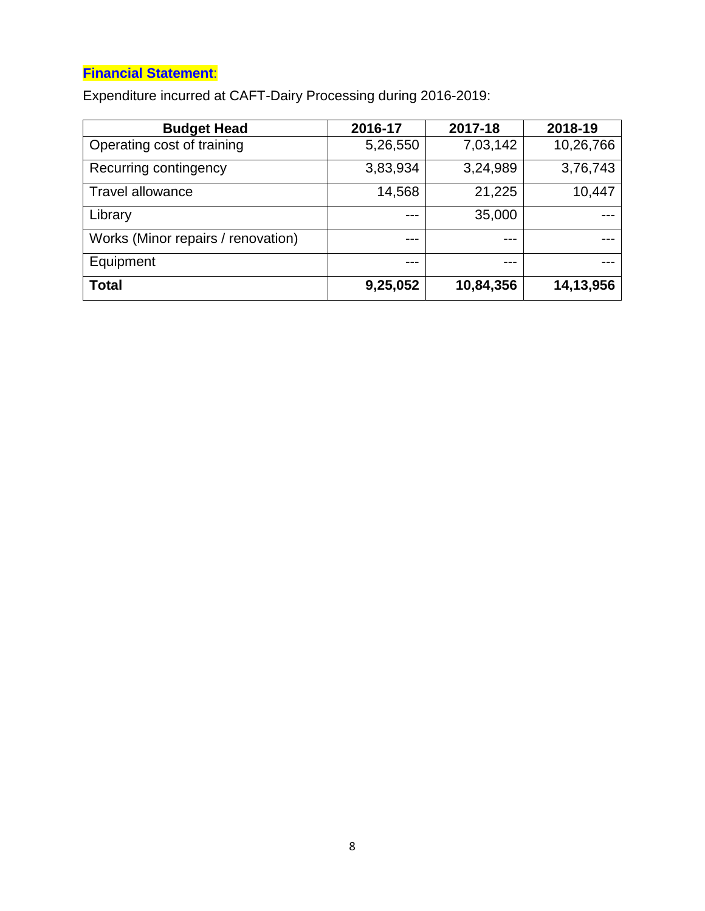**Financial Statement**:

Expenditure incurred at CAFT-Dairy Processing during 2016-2019:

| Budget Head | 2016-17 | 2017-18 | 2018-19 |
| --- | --- | --- | --- |
| Operating cost of training | 5,26,550 | 7,03,142 | 10,26,766 |
| Recurring contingency | 3,83,934 | 3,24,989 | 3,76,743 |
| Travel allowance | 14,568 | 21,225 | 10,447 |
| Library | --- | 35,000 | --- |
| Works (Minor repairs / renovation) | --- | --- | --- |
| Equipment | --- | --- | --- |
| **Total** | **9,25,052** | **10,84,356** | **14,13,956** |